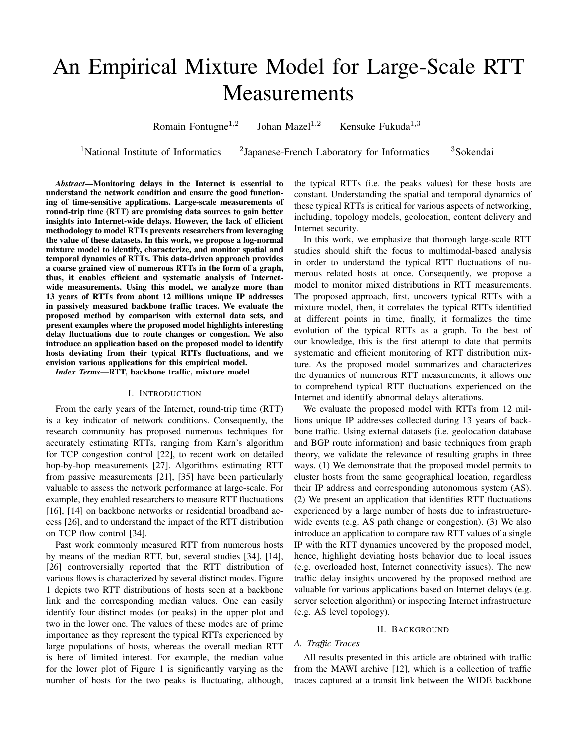# An Empirical Mixture Model for Large-Scale RTT Measurements

Romain Fontugne[1,2] Johan Mazel[1,2] Kensuke Fukuda[1,3]

[1]National Institute of Informatics [2]Japanese-French Laboratory for Informatics [3]Sokendai

***Abstract*—Monitoring delays in the Internet is essential to understand the network condition and ensure the good functioning of time-sensitive applications. Large-scale measurements of round-trip time (RTT) are promising data sources to gain better insights into Internet-wide delays. However, the lack of efficient methodology to model RTTs prevents researchers from leveraging the value of these datasets. In this work, we propose a log-normal mixture model to identify, characterize, and monitor spatial and temporal dynamics of RTTs. This data-driven approach provides a coarse grained view of numerous RTTs in the form of a graph, thus, it enables efficient and systematic analysis of Internet-wide measurements. Using this model, we analyze more than 13 years of RTTs from about 12 millions unique IP addresses in passively measured backbone traffic traces. We evaluate the proposed method by comparison with external data sets, and present examples where the proposed model highlights interesting delay fluctuations due to route changes or congestion. We also introduce an application based on the proposed model to identify hosts deviating from their typical RTTs fluctuations, and we envision various applications for this empirical model.**

***Index Terms*—RTT, backbone traffic, mixture model**

## I. Introduction

From the early years of the Internet, round-trip time (RTT) is a key indicator of network conditions. Consequently, the research community has proposed numerous techniques for accurately estimating RTTs, ranging from Karn's algorithm for TCP congestion control [22], to recent work on detailed hop-by-hop measurements [27]. Algorithms estimating RTT from passive measurements [21], [35] have been particularly valuable to assess the network performance at large-scale. For example, they enabled researchers to measure RTT fluctuations [16], [14] on backbone networks or residential broadband access [26], and to understand the impact of the RTT distribution on TCP flow control [34].

Past work commonly measured RTT from numerous hosts by means of the median RTT, but, several studies [34], [14], [26] controversially reported that the RTT distribution of various flows is characterized by several distinct modes. Figure 1 depicts two RTT distributions of hosts seen at a backbone link and the corresponding median values. One can easily identify four distinct modes (or peaks) in the upper plot and two in the lower one. The values of these modes are of prime importance as they represent the typical RTTs experienced by large populations of hosts, whereas the overall median RTT is here of limited interest. For example, the median value for the lower plot of Figure 1 is significantly varying as the number of hosts for the two peaks is fluctuating, although, the typical RTTs (i.e. the peaks values) for these hosts are constant. Understanding the spatial and temporal dynamics of these typical RTTs is critical for various aspects of networking, including, topology models, geolocation, content delivery and Internet security.

In this work, we emphasize that thorough large-scale RTT studies should shift the focus to multimodal-based analysis in order to understand the typical RTT fluctuations of numerous related hosts at once. Consequently, we propose a model to monitor mixed distributions in RTT measurements. The proposed approach, first, uncovers typical RTTs with a mixture model, then, it correlates the typical RTTs identified at different points in time, finally, it formalizes the time evolution of the typical RTTs as a graph. To the best of our knowledge, this is the first attempt to date that permits systematic and efficient monitoring of RTT distribution mixture. As the proposed model summarizes and characterizes the dynamics of numerous RTT measurements, it allows one to comprehend typical RTT fluctuations experienced on the Internet and identify abnormal delays alterations.

We evaluate the proposed model with RTTs from 12 millions unique IP addresses collected during 13 years of backbone traffic. Using external datasets (i.e. geolocation database and BGP route information) and basic techniques from graph theory, we validate the relevance of resulting graphs in three ways. (1) We demonstrate that the proposed model permits to cluster hosts from the same geographical location, regardless their IP address and corresponding autonomous system (AS). (2) We present an application that identifies RTT fluctuations experienced by a large number of hosts due to infrastructure-wide events (e.g. AS path change or congestion). (3) We also introduce an application to compare raw RTT values of a single IP with the RTT dynamics uncovered by the proposed model, hence, highlight deviating hosts behavior due to local issues (e.g. overloaded host, Internet connectivity issues). The new traffic delay insights uncovered by the proposed method are valuable for various applications based on Internet delays (e.g. server selection algorithm) or inspecting Internet infrastructure (e.g. AS level topology).

## II. Background

### A. Traffic Traces

All results presented in this article are obtained with traffic from the MAWI archive [12], which is a collection of traffic traces captured at a transit link between the WIDE backbone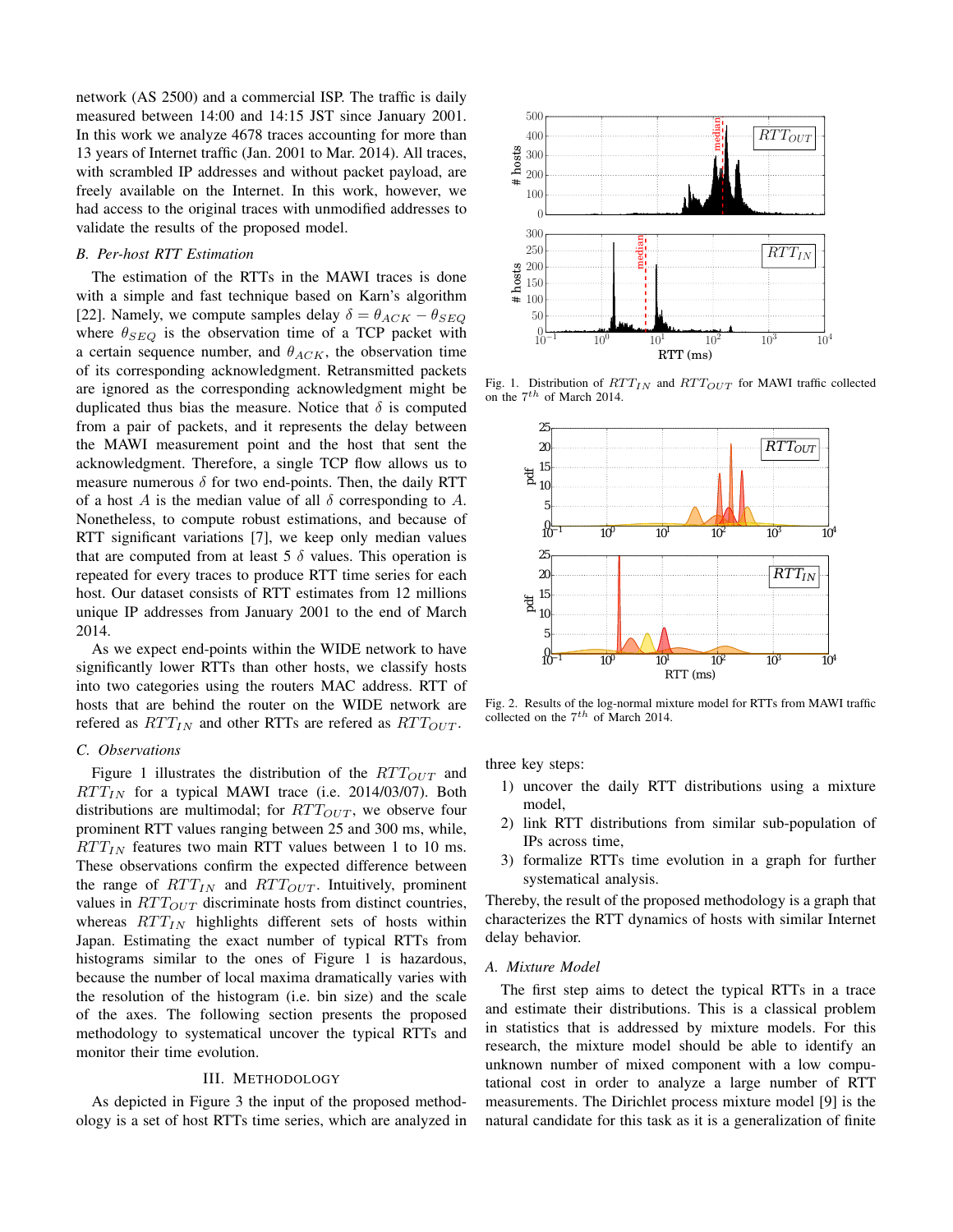network (AS 2500) and a commercial ISP. The traffic is daily measured between 14:00 and 14:15 JST since January 2001. In this work we analyze 4678 traces accounting for more than 13 years of Internet traffic (Jan. 2001 to Mar. 2014). All traces, with scrambled IP addresses and without packet payload, are freely available on the Internet. In this work, however, we had access to the original traces with unmodified addresses to validate the results of the proposed model.

### B. Per-host RTT Estimation

The estimation of the RTTs in the MAWI traces is done with a simple and fast technique based on Karn's algorithm [22]. Namely, we compute samples delay $\delta = \theta_{ACK} - \theta_{SEQ}$ where $\theta_{SEQ}$ is the observation time of a TCP packet with a certain sequence number, and $\theta_{ACK}$, the observation time of its corresponding acknowledgment. Retransmitted packets are ignored as the corresponding acknowledgment might be duplicated thus bias the measure. Notice that $\delta$ is computed from a pair of packets, and it represents the delay between the MAWI measurement point and the host that sent the acknowledgment. Therefore, a single TCP flow allows us to measure numerous $\delta$ for two end-points. Then, the daily RTT of a host $A$ is the median value of all $\delta$ corresponding to $A$. Nonetheless, to compute robust estimations, and because of RTT significant variations [7], we keep only median values that are computed from at least 5 $\delta$ values. This operation is repeated for every traces to produce RTT time series for each host. Our dataset consists of RTT estimates from 12 millions unique IP addresses from January 2001 to the end of March 2014.

As we expect end-points within the WIDE network to have significantly lower RTTs than other hosts, we classify hosts into two categories using the routers MAC address. RTT of hosts that are behind the router on the WIDE network are refered as $RTT_{IN}$ and other RTTs are refered as $RTT_{OUT}$.

### C. Observations

Figure 1 illustrates the distribution of the $RTT_{OUT}$ and $RTT_{IN}$ for a typical MAWI trace (i.e. 2014/03/07). Both distributions are multimodal; for $RTT_{OUT}$, we observe four prominent RTT values ranging between 25 and 300 ms, while, $RTT_{IN}$ features two main RTT values between 1 to 10 ms. These observations confirm the expected difference between the range of $RTT_{IN}$ and $RTT_{OUT}$. Intuitively, prominent values in $RTT_{OUT}$ discriminate hosts from distinct countries, whereas $RTT_{IN}$ highlights different sets of hosts within Japan. Estimating the exact number of typical RTTs from histograms similar to the ones of Figure 1 is hazardous, because the number of local maxima dramatically varies with the resolution of the histogram (i.e. bin size) and the scale of the axes. The following section presents the proposed methodology to systematical uncover the typical RTTs and monitor their time evolution.

Fig. 1. Distribution of $RTT_{IN}$ and $RTT_{OUT}$ for MAWI traffic collected on the $7^{th}$ of March 2014.

Fig. 2. Results of the log-normal mixture model for RTTs from MAWI traffic collected on the $7^{th}$ of March 2014.

## III. Methodology

As depicted in Figure 3 the input of the proposed methodology is a set of host RTTs time series, which are analyzed in three key steps:

1) uncover the daily RTT distributions using a mixture model,
2) link RTT distributions from similar sub-population of IPs across time,
3) formalize RTTs time evolution in a graph for further systematical analysis.

Thereby, the result of the proposed methodology is a graph that characterizes the RTT dynamics of hosts with similar Internet delay behavior.

### A. Mixture Model

The first step aims to detect the typical RTTs in a trace and estimate their distributions. This is a classical problem in statistics that is addressed by mixture models. For this research, the mixture model should be able to identify an unknown number of mixed component with a low computational cost in order to analyze a large number of RTT measurements. The Dirichlet process mixture model [9] is the natural candidate for this task as it is a generalization of finite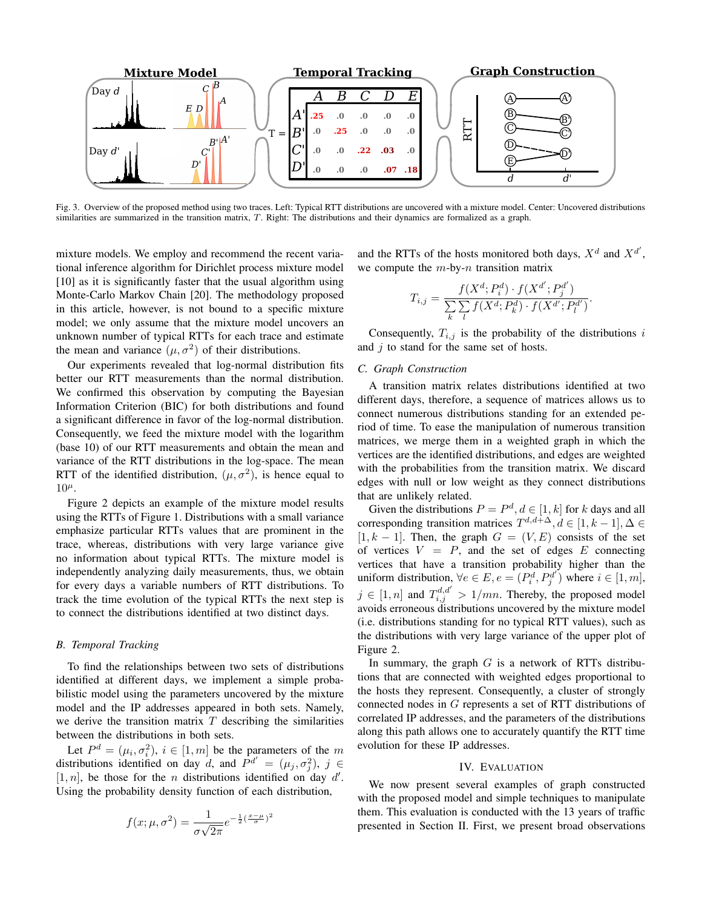Fig. 3. Overview of the proposed method using two traces. Left: Typical RTT distributions are uncovered with a mixture model. Center: Uncovered distributions similarities are summarized in the transition matrix, $T$. Right: The distributions and their dynamics are formalized as a graph.

mixture models. We employ and recommend the recent variational inference algorithm for Dirichlet process mixture model [10] as it is significantly faster that the usual algorithm using Monte-Carlo Markov Chain [20]. The methodology proposed in this article, however, is not bound to a specific mixture model; we only assume that the mixture model uncovers an unknown number of typical RTTs for each trace and estimate the mean and variance $(\mu, \sigma^2)$ of their distributions.

Our experiments revealed that log-normal distribution fits better our RTT measurements than the normal distribution. We confirmed this observation by computing the Bayesian Information Criterion (BIC) for both distributions and found a significant difference in favor of the log-normal distribution. Consequently, we feed the mixture model with the logarithm (base 10) of our RTT measurements and obtain the mean and variance of the RTT distributions in the log-space. The mean RTT of the identified distribution, $(\mu, \sigma^2)$, is hence equal to $10^{\mu}$.

Figure 2 depicts an example of the mixture model results using the RTTs of Figure 1. Distributions with a small variance emphasize particular RTTs values that are prominent in the trace, whereas, distributions with very large variance give no information about typical RTTs. The mixture model is independently analyzing daily measurements, thus, we obtain for every days a variable numbers of RTT distributions. To track the time evolution of the typical RTTs the next step is to connect the distributions identified at two distinct days.

### B. Temporal Tracking

To find the relationships between two sets of distributions identified at different days, we implement a simple probabilistic model using the parameters uncovered by the mixture model and the IP addresses appeared in both sets. Namely, we derive the transition matrix $T$ describing the similarities between the distributions in both sets.

Let $P^d = (\mu_i, \sigma_i^2)$, $i \in [1, m]$ be the parameters of the $m$ distributions identified on day $d$, and $P^{d'} = (\mu_j, \sigma_j^2)$, $j \in [1, n]$, be those for the $n$ distributions identified on day $d'$. Using the probability density function of each distribution,

$$f(x; \mu, \sigma^2) = \frac{1}{\sigma\sqrt{2\pi}} e^{-\frac{1}{2}(\frac{x-\mu}{\sigma})^2}$$

and the RTTs of the hosts monitored both days, $X^d$ and $X^{d'}$, we compute the $m$-by-$n$ transition matrix

$$T_{i,j} = \frac{f(X^d; P_i^d) \cdot f(X^{d'}; P_j^{d'})}{\sum_k \sum_l f(X^d; P_k^d) \cdot f(X^{d'}; P_l^{d'})}.$$

Consequently, $T_{i,j}$ is the probability of the distributions $i$ and $j$ to stand for the same set of hosts.

### C. Graph Construction

A transition matrix relates distributions identified at two different days, therefore, a sequence of matrices allows us to connect numerous distributions standing for an extended period of time. To ease the manipulation of numerous transition matrices, we merge them in a weighted graph in which the vertices are the identified distributions, and edges are weighted with the probabilities from the transition matrix. We discard edges with null or low weight as they connect distributions that are unlikely related.

Given the distributions $P = P^d, d \in [1, k]$ for $k$ days and all corresponding transition matrices $T^{d,d+\Delta}, d \in [1, k-1], \Delta \in [1, k-1]$. Then, the graph $G = (V, E)$ consists of the set of vertices $V = P$, and the set of edges $E$ connecting vertices that have a transition probability higher than the uniform distribution, $\forall e \in E, e = (P_i^d, P_j^{d'})$ where $i \in [1, m]$, $j \in [1, n]$ and $T_{i,j}^{d,d'} > 1/mn$. Thereby, the proposed model avoids erroneous distributions uncovered by the mixture model (i.e. distributions standing for no typical RTT values), such as the distributions with very large variance of the upper plot of Figure 2.

In summary, the graph $G$ is a network of RTTs distributions that are connected with weighted edges proportional to the hosts they represent. Consequently, a cluster of strongly connected nodes in $G$ represents a set of RTT distributions of correlated IP addresses, and the parameters of the distributions along this path allows one to accurately quantify the RTT time evolution for these IP addresses.

## IV. Evaluation

We now present several examples of graph constructed with the proposed model and simple techniques to manipulate them. This evaluation is conducted with the 13 years of traffic presented in Section II. First, we present broad observations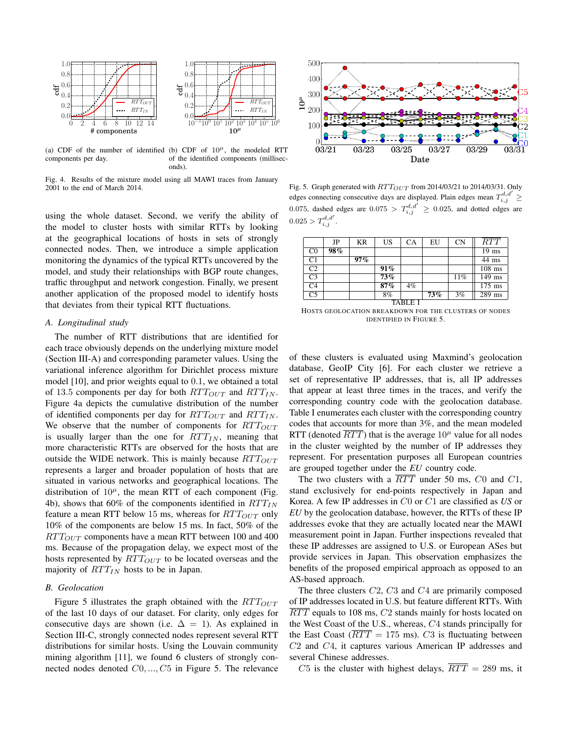(a) CDF of the number of identified components per day.

(b) CDF of $10^{\mu}$, the modeled RTT of the identified components (milliseconds).

Fig. 4. Results of the mixture model using all MAWI traces from January 2001 to the end of March 2014.

Fig. 5. Graph generated with $RTT_{OUT}$ from 2014/03/21 to 2014/03/31. Only edges connecting consecutive days are displayed. Plain edges mean $T_{i,j}^{d,d'} \geq 0.075$, dashed edges are $0.075 > T_{i,j}^{d,d'} \geq 0.025$, and dotted edges are $0.025 > T_{i,j}^{d,d'}$.

| | JP | KR | US | CA | EU | CN | $\overline{RTT}$ |
|---|---|---|---|---|---|---|---|
| C0 | **98%** | | | | | | 19 ms |
| C1 | | **97%** | | | | | 44 ms |
| C2 | | | **91%** | | | | 108 ms |
| C3 | | | **73%** | | | 11% | 149 ms |
| C4 | | | **87%** | 4% | | | 175 ms |
| C5 | | | 8% | | **73%** | 3% | 289 ms |

TABLE I
HOSTS GEOLOCATION BREAKDOWN FOR THE CLUSTERS OF NODES IDENTIFIED IN FIGURE 5.

using the whole dataset. Second, we verify the ability of the model to cluster hosts with similar RTTs by looking at the geographical locations of hosts in sets of strongly connected nodes. Then, we introduce a simple application monitoring the dynamics of the typical RTTs uncovered by the model, and study their relationships with BGP route changes, traffic throughput and network congestion. Finally, we present another application of the proposed model to identify hosts that deviates from their typical RTT fluctuations.

### *A. Longitudinal study*

The number of RTT distributions that are identified for each trace obviously depends on the underlying mixture model (Section III-A) and corresponding parameter values. Using the variational inference algorithm for Dirichlet process mixture model [10], and prior weights equal to 0.1, we obtained a total of 13.5 components per day for both $RTT_{OUT}$ and $RTT_{IN}$. Figure 4a depicts the cumulative distribution of the number of identified components per day for $RTT_{OUT}$ and $RTT_{IN}$. We observe that the number of components for $RTT_{OUT}$ is usually larger than the one for $RTT_{IN}$, meaning that more characteristic RTTs are observed for the hosts that are outside the WIDE network. This is mainly because $RTT_{OUT}$ represents a larger and broader population of hosts that are situated in various networks and geographical locations. The distribution of $10^{\mu}$, the mean RTT of each component (Fig. 4b), shows that 60% of the components identified in $RTT_{IN}$ feature a mean RTT below 15 ms, whereas for $RTT_{OUT}$ only 10% of the components are below 15 ms. In fact, 50% of the $RTT_{OUT}$ components have a mean RTT between 100 and 400 ms. Because of the propagation delay, we expect most of the hosts represented by $RTT_{OUT}$ to be located overseas and the majority of $RTT_{IN}$ hosts to be in Japan.

### *B. Geolocation*

Figure 5 illustrates the graph obtained with the $RTT_{OUT}$ of the last 10 days of our dataset. For clarity, only edges for consecutive days are shown (i.e. $\Delta = 1$). As explained in Section III-C, strongly connected nodes represent several RTT distributions for similar hosts. Using the Louvain community mining algorithm [11], we found 6 clusters of strongly connected nodes denoted $C0, ..., C5$ in Figure 5. The relevance of these clusters is evaluated using Maxmind's geolocation database, GeoIP City [6]. For each cluster we retrieve a set of representative IP addresses, that is, all IP addresses that appear at least three times in the traces, and verify the corresponding country code with the geolocation database. Table I enumerates each cluster with the corresponding country codes that accounts for more than 3%, and the mean modeled RTT (denoted $\overline{RTT}$) that is the average $10^{\mu}$ value for all nodes in the cluster weighted by the number of IP addresses they represent. For presentation purposes all European countries are grouped together under the *EU* country code.

The two clusters with a $\overline{RTT}$ under 50 ms, $C0$ and $C1$, stand exclusively for end-points respectively in Japan and Korea. A few IP addresses in $C0$ or $C1$ are classified as *US* or *EU* by the geolocation database, however, the RTTs of these IP addresses evoke that they are actually located near the MAWI measurement point in Japan. Further inspections revealed that these IP addresses are assigned to U.S. or European ASes but provide services in Japan. This observation emphasizes the benefits of the proposed empirical approach as opposed to an AS-based approach.

The three clusters $C2$, $C3$ and $C4$ are primarily composed of IP addresses located in U.S. but feature different RTTs. With $\overline{RTT}$ equals to 108 ms, $C2$ stands mainly for hosts located on the West Coast of the U.S., whereas, $C4$ stands principally for the East Coast ($\overline{RTT} = 175$ ms). $C3$ is fluctuating between $C2$ and $C4$, it captures various American IP addresses and several Chinese addresses.

$C5$ is the cluster with highest delays, $\overline{RTT} = 289$ ms, it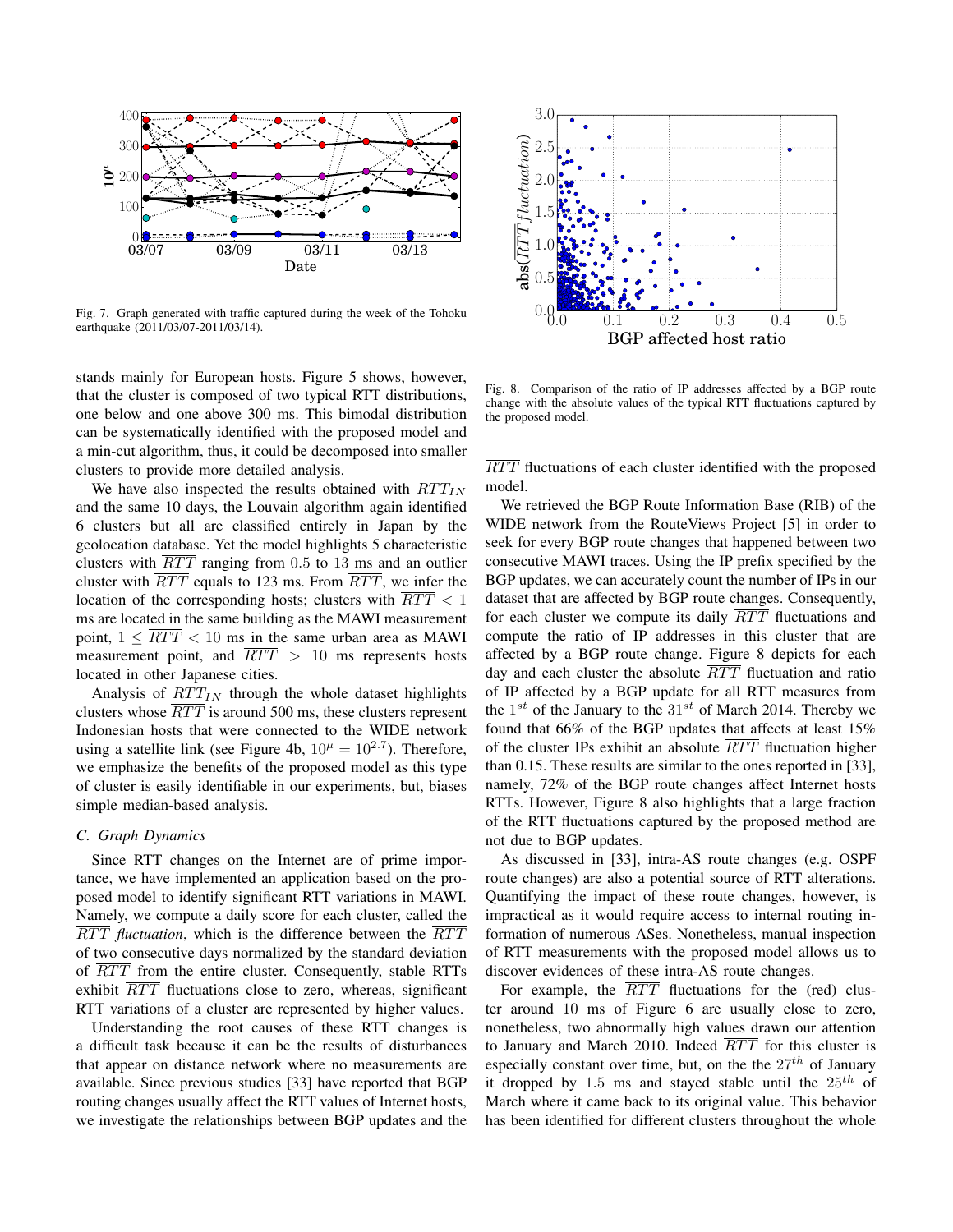Fig. 7. Graph generated with traffic captured during the week of the Tohoku earthquake (2011/03/07-2011/03/14).

stands mainly for European hosts. Figure 5 shows, however, that the cluster is composed of two typical RTT distributions, one below and one above 300 ms. This bimodal distribution can be systematically identified with the proposed model and a min-cut algorithm, thus, it could be decomposed into smaller clusters to provide more detailed analysis.

We have also inspected the results obtained with $RTT_{IN}$ and the same 10 days, the Louvain algorithm again identified 6 clusters but all are classified entirely in Japan by the geolocation database. Yet the model highlights 5 characteristic clusters with $\overline{RTT}$ ranging from 0.5 to 13 ms and an outlier cluster with $\overline{RTT}$ equals to 123 ms. From $\overline{RTT}$, we infer the location of the corresponding hosts; clusters with $\overline{RTT} < 1$ ms are located in the same building as the MAWI measurement point, $1 \leq \overline{RTT} < 10$ ms in the same urban area as MAWI measurement point, and $\overline{RTT} > 10$ ms represents hosts located in other Japanese cities.

Analysis of $RTT_{IN}$ through the whole dataset highlights clusters whose $\overline{RTT}$ is around 500 ms, these clusters represent Indonesian hosts that were connected to the WIDE network using a satellite link (see Figure 4b, $10^{\mu} = 10^{2.7}$). Therefore, we emphasize the benefits of the proposed model as this type of cluster is easily identifiable in our experiments, but, biases simple median-based analysis.

### C. Graph Dynamics

Since RTT changes on the Internet are of prime importance, we have implemented an application based on the proposed model to identify significant RTT variations in MAWI. Namely, we compute a daily score for each cluster, called the $\overline{RTT}$ *fluctuation*, which is the difference between the $\overline{RTT}$ of two consecutive days normalized by the standard deviation of $\overline{RTT}$ from the entire cluster. Consequently, stable RTTs exhibit $\overline{RTT}$ fluctuations close to zero, whereas, significant RTT variations of a cluster are represented by higher values.

Understanding the root causes of these RTT changes is a difficult task because it can be the results of disturbances that appear on distance network where no measurements are available. Since previous studies [33] have reported that BGP routing changes usually affect the RTT values of Internet hosts, we investigate the relationships between BGP updates and the $\overline{RTT}$ fluctuations of each cluster identified with the proposed model.

Fig. 8. Comparison of the ratio of IP addresses affected by a BGP route change with the absolute values of the typical RTT fluctuations captured by the proposed model.

We retrieved the BGP Route Information Base (RIB) of the WIDE network from the RouteViews Project [5] in order to seek for every BGP route changes that happened between two consecutive MAWI traces. Using the IP prefix specified by the BGP updates, we can accurately count the number of IPs in our dataset that are affected by BGP route changes. Consequently, for each cluster we compute its daily $\overline{RTT}$ fluctuations and compute the ratio of IP addresses in this cluster that are affected by a BGP route change. Figure 8 depicts for each day and each cluster the absolute $\overline{RTT}$ fluctuation and ratio of IP affected by a BGP update for all RTT measures from the $1^{st}$ of the January to the $31^{st}$ of March 2014. Thereby we found that 66% of the BGP updates that affects at least 15% of the cluster IPs exhibit an absolute $\overline{RTT}$ fluctuation higher than 0.15. These results are similar to the ones reported in [33], namely, 72% of the BGP route changes affect Internet hosts RTTs. However, Figure 8 also highlights that a large fraction of the RTT fluctuations captured by the proposed method are not due to BGP updates.

As discussed in [33], intra-AS route changes (e.g. OSPF route changes) are also a potential source of RTT alterations. Quantifying the impact of these route changes, however, is impractical as it would require access to internal routing information of numerous ASes. Nonetheless, manual inspection of RTT measurements with the proposed model allows us to discover evidences of these intra-AS route changes.

For example, the $\overline{RTT}$ fluctuations for the (red) cluster around 10 ms of Figure 6 are usually close to zero, nonetheless, two abnormally high values drawn our attention to January and March 2010. Indeed $\overline{RTT}$ for this cluster is especially constant over time, but, on the the $27^{th}$ of January it dropped by 1.5 ms and stayed stable until the $25^{th}$ of March where it came back to its original value. This behavior has been identified for different clusters throughout the whole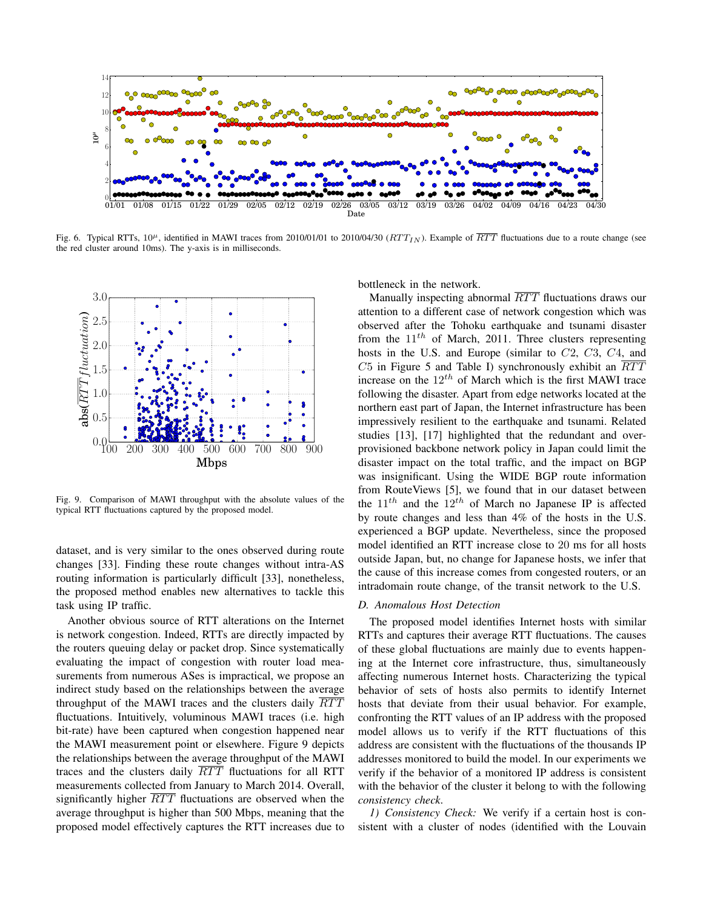Fig. 6. Typical RTTs, $10^{\mu}$, identified in MAWI traces from 2010/01/01 to 2010/04/30 ($RTT_{IN}$). Example of $\overline{RTT}$ fluctuations due to a route change (see the red cluster around 10ms). The y-axis is in milliseconds.

Fig. 9. Comparison of MAWI throughput with the absolute values of the typical RTT fluctuations captured by the proposed model.

dataset, and is very similar to the ones observed during route changes [33]. Finding these route changes without intra-AS routing information is particularly difficult [33], nonetheless, the proposed method enables new alternatives to tackle this task using IP traffic.

Another obvious source of RTT alterations on the Internet is network congestion. Indeed, RTTs are directly impacted by the routers queuing delay or packet drop. Since systematically evaluating the impact of congestion with router load measurements from numerous ASes is impractical, we propose an indirect study based on the relationships between the average throughput of the MAWI traces and the clusters daily $\overline{RTT}$ fluctuations. Intuitively, voluminous MAWI traces (i.e. high bit-rate) have been captured when congestion happened near the MAWI measurement point or elsewhere. Figure 9 depicts the relationships between the average throughput of the MAWI traces and the clusters daily $\overline{RTT}$ fluctuations for all RTT measurements collected from January to March 2014. Overall, significantly higher $\overline{RTT}$ fluctuations are observed when the average throughput is higher than 500 Mbps, meaning that the proposed model effectively captures the RTT increases due to bottleneck in the network.

Manually inspecting abnormal $\overline{RTT}$ fluctuations draws our attention to a different case of network congestion which was observed after the Tohoku earthquake and tsunami disaster from the $11^{th}$ of March, 2011. Three clusters representing hosts in the U.S. and Europe (similar to $C2$, $C3$, $C4$, and $C5$ in Figure 5 and Table I) synchronously exhibit an $\overline{RTT}$ increase on the $12^{th}$ of March which is the first MAWI trace following the disaster. Apart from edge networks located at the northern east part of Japan, the Internet infrastructure has been impressively resilient to the earthquake and tsunami. Related studies [13], [17] highlighted that the redundant and over-provisioned backbone network policy in Japan could limit the disaster impact on the total traffic, and the impact on BGP was insignificant. Using the WIDE BGP route information from RouteViews [5], we found that in our dataset between the $11^{th}$ and the $12^{th}$ of March no Japanese IP is affected by route changes and less than 4% of the hosts in the U.S. experienced a BGP update. Nevertheless, since the proposed model identified an RTT increase close to 20 ms for all hosts outside Japan, but, no change for Japanese hosts, we infer that the cause of this increase comes from congested routers, or an intradomain route change, of the transit network to the U.S.

### D. Anomalous Host Detection

The proposed model identifies Internet hosts with similar RTTs and captures their average RTT fluctuations. The causes of these global fluctuations are mainly due to events happening at the Internet core infrastructure, thus, simultaneously affecting numerous Internet hosts. Characterizing the typical behavior of sets of hosts also permits to identify Internet hosts that deviate from their usual behavior. For example, confronting the RTT values of an IP address with the proposed model allows us to verify if the RTT fluctuations of this address are consistent with the fluctuations of the thousands IP addresses monitored to build the model. In our experiments we verify if the behavior of a monitored IP address is consistent with the behavior of the cluster it belong to with the following *consistency check*.

*1) Consistency Check:* We verify if a certain host is consistent with a cluster of nodes (identified with the Louvain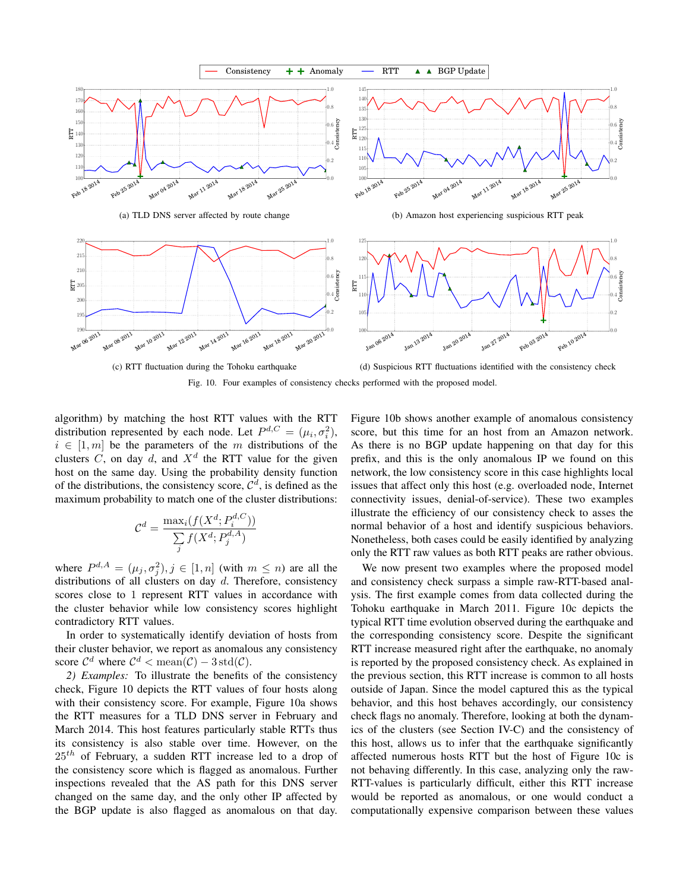(a) TLD DNS server affected by route change

(b) Amazon host experiencing suspicious RTT peak

(c) RTT fluctuation during the Tohoku earthquake

(d) Suspicious RTT fluctuations identified with the consistency check

Fig. 10. Four examples of consistency checks performed with the proposed model.

algorithm) by matching the host RTT values with the RTT distribution represented by each node. Let $P^{d,C} = (\mu_i, \sigma_i^2)$, $i \in [1, m]$ be the parameters of the $m$ distributions of the clusters $C$, on day $d$, and $X^d$ the RTT value for the given host on the same day. Using the probability density function of the distributions, the consistency score, $\mathcal{C}^d$, is defined as the maximum probability to match one of the cluster distributions:

$$\mathcal{C}^d = \frac{\max_i(f(X^d; P_i^{d,C}))}{\sum_j f(X^d; P_j^{d,A})}$$

where $P^{d,A} = (\mu_j, \sigma_j^2), j \in [1, n]$ (with $m \leq n$) are all the distributions of all clusters on day $d$. Therefore, consistency scores close to 1 represent RTT values in accordance with the cluster behavior while low consistency scores highlight contradictory RTT values.

In order to systematically identify deviation of hosts from their cluster behavior, we report as anomalous any consistency score $\mathcal{C}^d$ where $\mathcal{C}^d < \text{mean}(\mathcal{C}) - 3\,\text{std}(\mathcal{C})$.

*2) Examples:* To illustrate the benefits of the consistency check, Figure 10 depicts the RTT values of four hosts along with their consistency score. For example, Figure 10a shows the RTT measures for a TLD DNS server in February and March 2014. This host features particularly stable RTTs thus its consistency is also stable over time. However, on the $25^{th}$ of February, a sudden RTT increase led to a drop of the consistency score which is flagged as anomalous. Further inspections revealed that the AS path for this DNS server changed on the same day, and the only other IP affected by the BGP update is also flagged as anomalous on that day. Figure 10b shows another example of anomalous consistency score, but this time for an host from an Amazon network. As there is no BGP update happening on that day for this prefix, and this is the only anomalous IP we found on this network, the low consistency score in this case highlights local issues that affect only this host (e.g. overloaded node, Internet connectivity issues, denial-of-service). These two examples illustrate the efficiency of our consistency check to asses the normal behavior of a host and identify suspicious behaviors. Nonetheless, both cases could be easily identified by analyzing only the RTT raw values as both RTT peaks are rather obvious.

We now present two examples where the proposed model and consistency check surpass a simple raw-RTT-based analysis. The first example comes from data collected during the Tohoku earthquake in March 2011. Figure 10c depicts the typical RTT time evolution observed during the earthquake and the corresponding consistency score. Despite the significant RTT increase measured right after the earthquake, no anomaly is reported by the proposed consistency check. As explained in the previous section, this RTT increase is common to all hosts outside of Japan. Since the model captured this as the typical behavior, and this host behaves accordingly, our consistency check flags no anomaly. Therefore, looking at both the dynamics of the clusters (see Section IV-C) and the consistency of this host, allows us to infer that the earthquake significantly affected numerous hosts RTT but the host of Figure 10c is not behaving differently. In this case, analyzing only the raw-RTT-values is particularly difficult, either this RTT increase would be reported as anomalous, or one would conduct a computationally expensive comparison between these values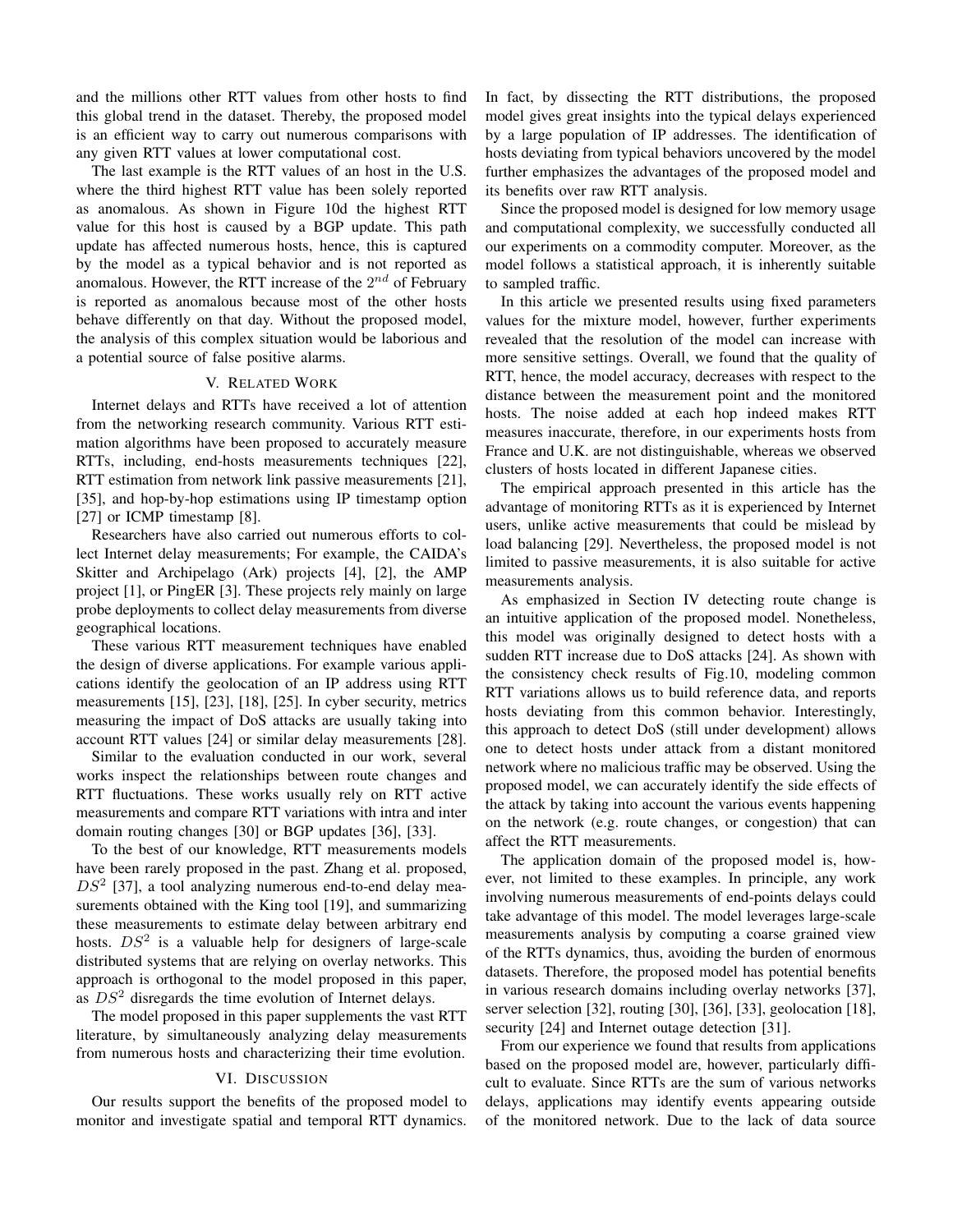and the millions other RTT values from other hosts to find this global trend in the dataset. Thereby, the proposed model is an efficient way to carry out numerous comparisons with any given RTT values at lower computational cost.

The last example is the RTT values of an host in the U.S. where the third highest RTT value has been solely reported as anomalous. As shown in Figure 10d the highest RTT value for this host is caused by a BGP update. This path update has affected numerous hosts, hence, this is captured by the model as a typical behavior and is not reported as anomalous. However, the RTT increase of the $2^{nd}$ of February is reported as anomalous because most of the other hosts behave differently on that day. Without the proposed model, the analysis of this complex situation would be laborious and a potential source of false positive alarms.

## V. Related Work

Internet delays and RTTs have received a lot of attention from the networking research community. Various RTT estimation algorithms have been proposed to accurately measure RTTs, including, end-hosts measurements techniques [22], RTT estimation from network link passive measurements [21], [35], and hop-by-hop estimations using IP timestamp option [27] or ICMP timestamp [8].

Researchers have also carried out numerous efforts to collect Internet delay measurements; For example, the CAIDA's Skitter and Archipelago (Ark) projects [4], [2], the AMP project [1], or PingER [3]. These projects rely mainly on large probe deployments to collect delay measurements from diverse geographical locations.

These various RTT measurement techniques have enabled the design of diverse applications. For example various applications identify the geolocation of an IP address using RTT measurements [15], [23], [18], [25]. In cyber security, metrics measuring the impact of DoS attacks are usually taking into account RTT values [24] or similar delay measurements [28].

Similar to the evaluation conducted in our work, several works inspect the relationships between route changes and RTT fluctuations. These works usually rely on RTT active measurements and compare RTT variations with intra and inter domain routing changes [30] or BGP updates [36], [33].

To the best of our knowledge, RTT measurements models have been rarely proposed in the past. Zhang et al. proposed, $DS^2$ [37], a tool analyzing numerous end-to-end delay measurements obtained with the King tool [19], and summarizing these measurements to estimate delay between arbitrary end hosts. $DS^2$ is a valuable help for designers of large-scale distributed systems that are relying on overlay networks. This approach is orthogonal to the model proposed in this paper, as $DS^2$ disregards the time evolution of Internet delays.

The model proposed in this paper supplements the vast RTT literature, by simultaneously analyzing delay measurements from numerous hosts and characterizing their time evolution.

## VI. Discussion

Our results support the benefits of the proposed model to monitor and investigate spatial and temporal RTT dynamics. In fact, by dissecting the RTT distributions, the proposed model gives great insights into the typical delays experienced by a large population of IP addresses. The identification of hosts deviating from typical behaviors uncovered by the model further emphasizes the advantages of the proposed model and its benefits over raw RTT analysis.

Since the proposed model is designed for low memory usage and computational complexity, we successfully conducted all our experiments on a commodity computer. Moreover, as the model follows a statistical approach, it is inherently suitable to sampled traffic.

In this article we presented results using fixed parameters values for the mixture model, however, further experiments revealed that the resolution of the model can increase with more sensitive settings. Overall, we found that the quality of RTT, hence, the model accuracy, decreases with respect to the distance between the measurement point and the monitored hosts. The noise added at each hop indeed makes RTT measures inaccurate, therefore, in our experiments hosts from France and U.K. are not distinguishable, whereas we observed clusters of hosts located in different Japanese cities.

The empirical approach presented in this article has the advantage of monitoring RTTs as it is experienced by Internet users, unlike active measurements that could be mislead by load balancing [29]. Nevertheless, the proposed model is not limited to passive measurements, it is also suitable for active measurements analysis.

As emphasized in Section IV detecting route change is an intuitive application of the proposed model. Nonetheless, this model was originally designed to detect hosts with a sudden RTT increase due to DoS attacks [24]. As shown with the consistency check results of Fig.10, modeling common RTT variations allows us to build reference data, and reports hosts deviating from this common behavior. Interestingly, this approach to detect DoS (still under development) allows one to detect hosts under attack from a distant monitored network where no malicious traffic may be observed. Using the proposed model, we can accurately identify the side effects of the attack by taking into account the various events happening on the network (e.g. route changes, or congestion) that can affect the RTT measurements.

The application domain of the proposed model is, however, not limited to these examples. In principle, any work involving numerous measurements of end-points delays could take advantage of this model. The model leverages large-scale measurements analysis by computing a coarse grained view of the RTTs dynamics, thus, avoiding the burden of enormous datasets. Therefore, the proposed model has potential benefits in various research domains including overlay networks [37], server selection [32], routing [30], [36], [33], geolocation [18], security [24] and Internet outage detection [31].

From our experience we found that results from applications based on the proposed model are, however, particularly difficult to evaluate. Since RTTs are the sum of various networks delays, applications may identify events appearing outside of the monitored network. Due to the lack of data source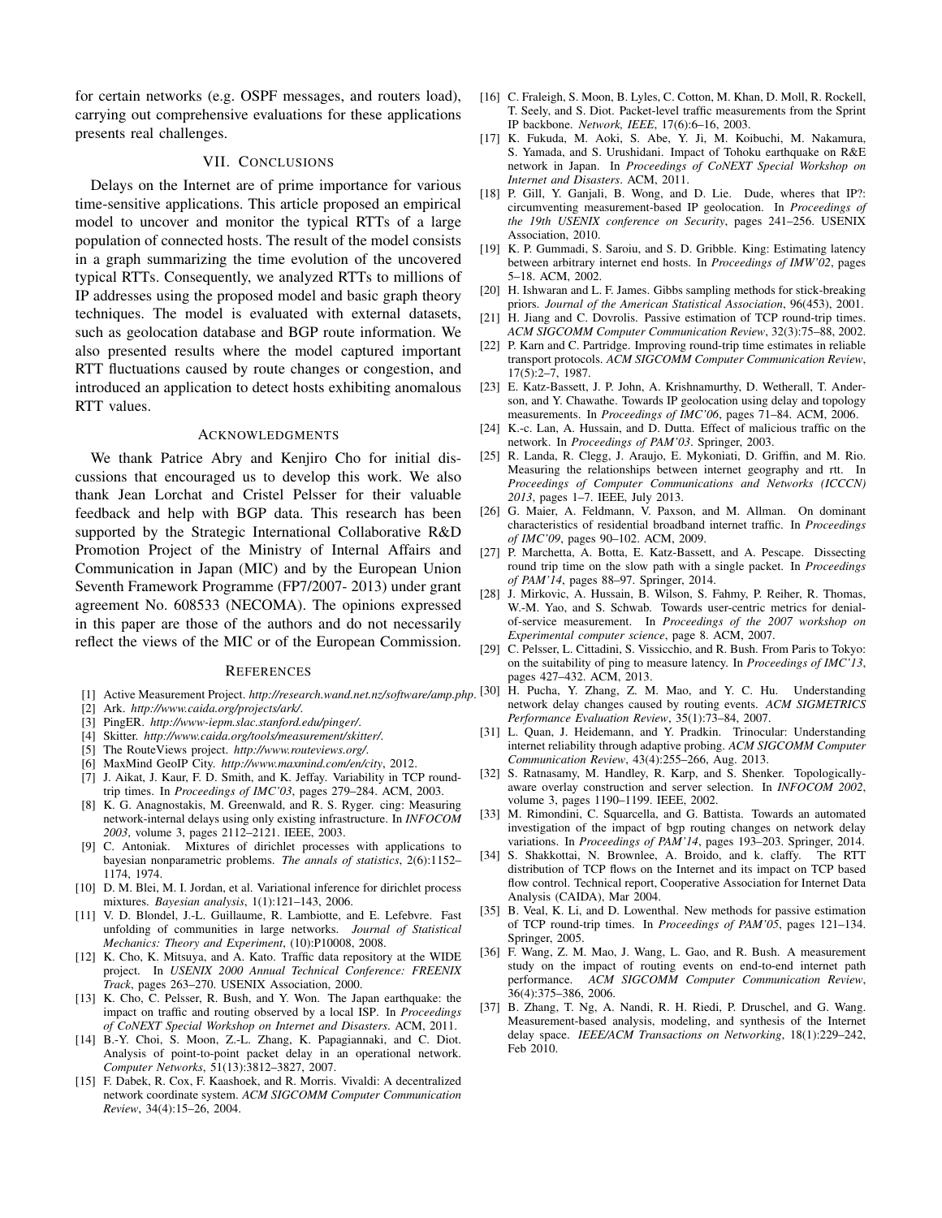for certain networks (e.g. OSPF messages, and routers load), carrying out comprehensive evaluations for these applications presents real challenges.

## VII. Conclusions

Delays on the Internet are of prime importance for various time-sensitive applications. This article proposed an empirical model to uncover and monitor the typical RTTs of a large population of connected hosts. The result of the model consists in a graph summarizing the time evolution of the uncovered typical RTTs. Consequently, we analyzed RTTs to millions of IP addresses using the proposed model and basic graph theory techniques. The model is evaluated with external datasets, such as geolocation database and BGP route information. We also presented results where the model captured important RTT fluctuations caused by route changes or congestion, and introduced an application to detect hosts exhibiting anomalous RTT values.

## Acknowledgments

We thank Patrice Abry and Kenjiro Cho for initial discussions that encouraged us to develop this work. We also thank Jean Lorchat and Cristel Pelsser for their valuable feedback and help with BGP data. This research has been supported by the Strategic International Collaborative R&D Promotion Project of the Ministry of Internal Affairs and Communication in Japan (MIC) and by the European Union Seventh Framework Programme (FP7/2007- 2013) under grant agreement No. 608533 (NECOMA). The opinions expressed in this paper are those of the authors and do not necessarily reflect the views of the MIC or of the European Commission.

## References

[1] Active Measurement Project. *http://research.wand.net.nz/software/amp.php*.

[2] Ark. *http://www.caida.org/projects/ark/*.

[3] PingER. *http://www-iepm.slac.stanford.edu/pinger/*.

[4] Skitter. *http://www.caida.org/tools/measurement/skitter/*.

[5] The RouteViews project. *http://www.routeviews.org/*.

[6] MaxMind GeoIP City. *http://www.maxmind.com/en/city*, 2012.

[7] J. Aikat, J. Kaur, F. D. Smith, and K. Jeffay. Variability in TCP round-trip times. In *Proceedings of IMC'03*, pages 279–284. ACM, 2003.

[8] K. G. Anagnostakis, M. Greenwald, and R. S. Ryger. cing: Measuring network-internal delays using only existing infrastructure. In *INFOCOM 2003*, volume 3, pages 2112–2121. IEEE, 2003.

[9] C. Antoniak. Mixtures of dirichlet processes with applications to bayesian nonparametric problems. *The annals of statistics*, 2(6):1152–1174, 1974.

[10] D. M. Blei, M. I. Jordan, et al. Variational inference for dirichlet process mixtures. *Bayesian analysis*, 1(1):121–143, 2006.

[11] V. D. Blondel, J.-L. Guillaume, R. Lambiotte, and E. Lefebvre. Fast unfolding of communities in large networks. *Journal of Statistical Mechanics: Theory and Experiment*, (10):P10008, 2008.

[12] K. Cho, K. Mitsuya, and A. Kato. Traffic data repository at the WIDE project. In *USENIX 2000 Annual Technical Conference: FREENIX Track*, pages 263–270. USENIX Association, 2000.

[13] K. Cho, C. Pelsser, R. Bush, and Y. Won. The Japan earthquake: the impact on traffic and routing observed by a local ISP. In *Proceedings of CoNEXT Special Workshop on Internet and Disasters*. ACM, 2011.

[14] B.-Y. Choi, S. Moon, Z.-L. Zhang, K. Papagiannaki, and C. Diot. Analysis of point-to-point packet delay in an operational network. *Computer Networks*, 51(13):3812–3827, 2007.

[15] F. Dabek, R. Cox, F. Kaashoek, and R. Morris. Vivaldi: A decentralized network coordinate system. *ACM SIGCOMM Computer Communication Review*, 34(4):15–26, 2004.

[16] C. Fraleigh, S. Moon, B. Lyles, C. Cotton, M. Khan, D. Moll, R. Rockell, T. Seely, and S. Diot. Packet-level traffic measurements from the Sprint IP backbone. *Network, IEEE*, 17(6):6–16, 2003.

[17] K. Fukuda, M. Aoki, S. Abe, Y. Ji, M. Koibuchi, M. Nakamura, S. Yamada, and S. Urushidani. Impact of Tohoku earthquake on R&E network in Japan. In *Proceedings of CoNEXT Special Workshop on Internet and Disasters*. ACM, 2011.

[18] P. Gill, Y. Ganjali, B. Wong, and D. Lie. Dude, wheres that IP?: circumventing measurement-based IP geolocation. In *Proceedings of the 19th USENIX conference on Security*, pages 241–256. USENIX Association, 2010.

[19] K. P. Gummadi, S. Saroiu, and S. D. Gribble. King: Estimating latency between arbitrary internet end hosts. In *Proceedings of IMW'02*, pages 5–18. ACM, 2002.

[20] H. Ishwaran and L. F. James. Gibbs sampling methods for stick-breaking priors. *Journal of the American Statistical Association*, 96(453), 2001.

[21] H. Jiang and C. Dovrolis. Passive estimation of TCP round-trip times. *ACM SIGCOMM Computer Communication Review*, 32(3):75–88, 2002.

[22] P. Karn and C. Partridge. Improving round-trip time estimates in reliable transport protocols. *ACM SIGCOMM Computer Communication Review*, 17(5):2–7, 1987.

[23] E. Katz-Bassett, J. P. John, A. Krishnamurthy, D. Wetherall, T. Anderson, and Y. Chawathe. Towards IP geolocation using delay and topology measurements. In *Proceedings of IMC'06*, pages 71–84. ACM, 2006.

[24] K.-c. Lan, A. Hussain, and D. Dutta. Effect of malicious traffic on the network. In *Proceedings of PAM'03*. Springer, 2003.

[25] R. Landa, R. Clegg, J. Araujo, E. Mykoniati, D. Griffin, and M. Rio. Measuring the relationships between internet geography and rtt. In *Proceedings of Computer Communications and Networks (ICCCN) 2013*, pages 1–7. IEEE, July 2013.

[26] G. Maier, A. Feldmann, V. Paxson, and M. Allman. On dominant characteristics of residential broadband internet traffic. In *Proceedings of IMC'09*, pages 90–102. ACM, 2009.

[27] P. Marchetta, A. Botta, E. Katz-Bassett, and A. Pescape. Dissecting round trip time on the slow path with a single packet. In *Proceedings of PAM'14*, pages 88–97. Springer, 2014.

[28] J. Mirkovic, A. Hussain, B. Wilson, S. Fahmy, P. Reiher, R. Thomas, W.-M. Yao, and S. Schwab. Towards user-centric metrics for denial-of-service measurement. In *Proceedings of the 2007 workshop on Experimental computer science*, page 8. ACM, 2007.

[29] C. Pelsser, L. Cittadini, S. Vissicchio, and R. Bush. From Paris to Tokyo: on the suitability of ping to measure latency. In *Proceedings of IMC'13*, pages 427–432. ACM, 2013.

[30] H. Pucha, Y. Zhang, Z. M. Mao, and Y. C. Hu. Understanding network delay changes caused by routing events. *ACM SIGMETRICS Performance Evaluation Review*, 35(1):73–84, 2007.

[31] L. Quan, J. Heidemann, and Y. Pradkin. Trinocular: Understanding internet reliability through adaptive probing. *ACM SIGCOMM Computer Communication Review*, 43(4):255–266, Aug. 2013.

[32] S. Ratnasamy, M. Handley, R. Karp, and S. Shenker. Topologically-aware overlay construction and server selection. In *INFOCOM 2002*, volume 3, pages 1190–1199. IEEE, 2002.

[33] M. Rimondini, C. Squarcella, and G. Battista. Towards an automated investigation of the impact of bgp routing changes on network delay variations. In *Proceedings of PAM'14*, pages 193–203. Springer, 2014.

[34] S. Shakkottai, N. Brownlee, A. Broido, and k. claffy. The RTT distribution of TCP flows on the Internet and its impact on TCP based flow control. Technical report, Cooperative Association for Internet Data Analysis (CAIDA), Mar 2004.

[35] B. Veal, K. Li, and D. Lowenthal. New methods for passive estimation of TCP round-trip times. In *Proceedings of PAM'05*, pages 121–134. Springer, 2005.

[36] F. Wang, Z. M. Mao, J. Wang, L. Gao, and R. Bush. A measurement study on the impact of routing events on end-to-end internet path performance. *ACM SIGCOMM Computer Communication Review*, 36(4):375–386, 2006.

[37] B. Zhang, T. Ng, A. Nandi, R. H. Riedi, P. Druschel, and G. Wang. Measurement-based analysis, modeling, and synthesis of the Internet delay space. *IEEE/ACM Transactions on Networking*, 18(1):229–242, Feb 2010.